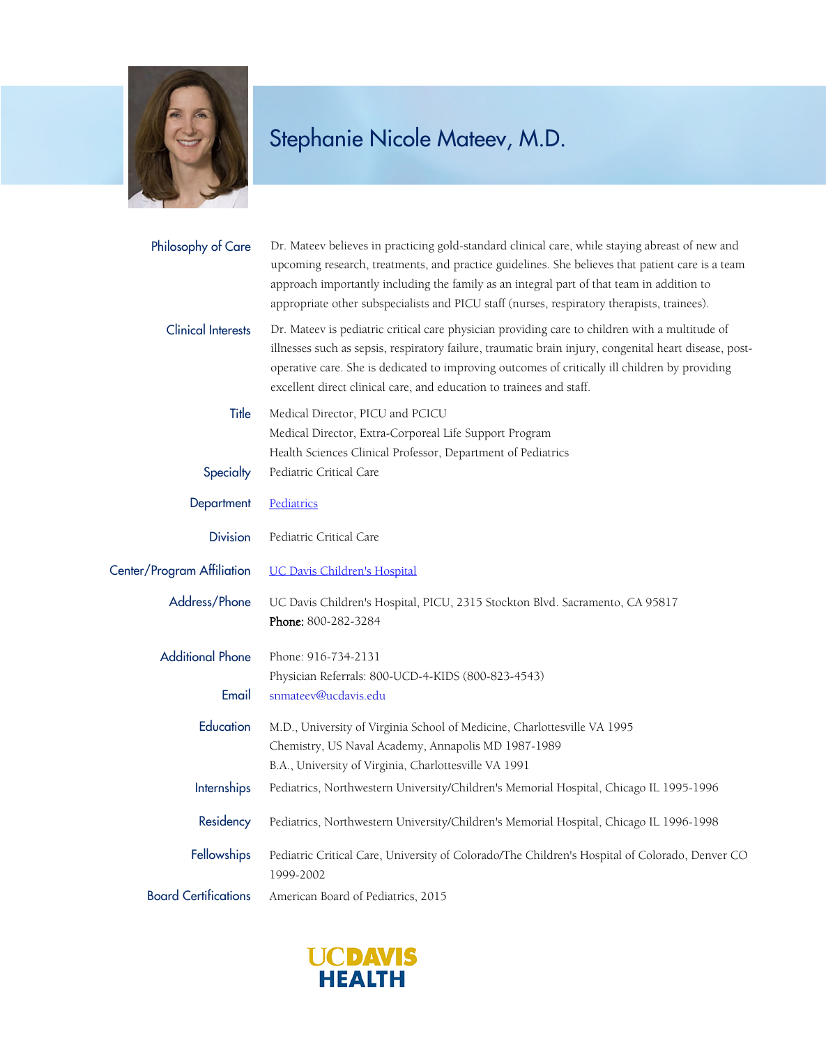# Stephanie Nicole Mateev, M.D.

| | |
|---|---|
| **Philosophy of Care** | Dr. Mateev believes in practicing gold-standard clinical care, while staying abreast of new and upcoming research, treatments, and practice guidelines. She believes that patient care is a team approach importantly including the family as an integral part of that team in addition to appropriate other subspecialists and PICU staff (nurses, respiratory therapists, trainees). |
| **Clinical Interests** | Dr. Mateev is pediatric critical care physician providing care to children with a multitude of illnesses such as sepsis, respiratory failure, traumatic brain injury, congenital heart disease, post-operative care. She is dedicated to improving outcomes of critically ill children by providing excellent direct clinical care, and education to trainees and staff. |
| **Title** | Medical Director, PICU and PCICU<br>Medical Director, Extra-Corporeal Life Support Program<br>Health Sciences Clinical Professor, Department of Pediatrics |
| **Specialty** | Pediatric Critical Care |
| **Department** | Pediatrics |
| **Division** | Pediatric Critical Care |
| **Center/Program Affiliation** | UC Davis Children's Hospital |
| **Address/Phone** | UC Davis Children's Hospital, PICU, 2315 Stockton Blvd. Sacramento, CA 95817<br>**Phone:** 800-282-3284 |
| **Additional Phone** | Phone: 916-734-2131<br>Physician Referrals: 800-UCD-4-KIDS (800-823-4543) |
| **Email** | snmateev@ucdavis.edu |
| **Education** | M.D., University of Virginia School of Medicine, Charlottesville VA 1995<br>Chemistry, US Naval Academy, Annapolis MD 1987-1989<br>B.A., University of Virginia, Charlottesville VA 1991 |
| **Internships** | Pediatrics, Northwestern University/Children's Memorial Hospital, Chicago IL 1995-1996 |
| **Residency** | Pediatrics, Northwestern University/Children's Memorial Hospital, Chicago IL 1996-1998 |
| **Fellowships** | Pediatric Critical Care, University of Colorado/The Children's Hospital of Colorado, Denver CO 1999-2002 |
| **Board Certifications** | American Board of Pediatrics, 2015 |

UC DAVIS HEALTH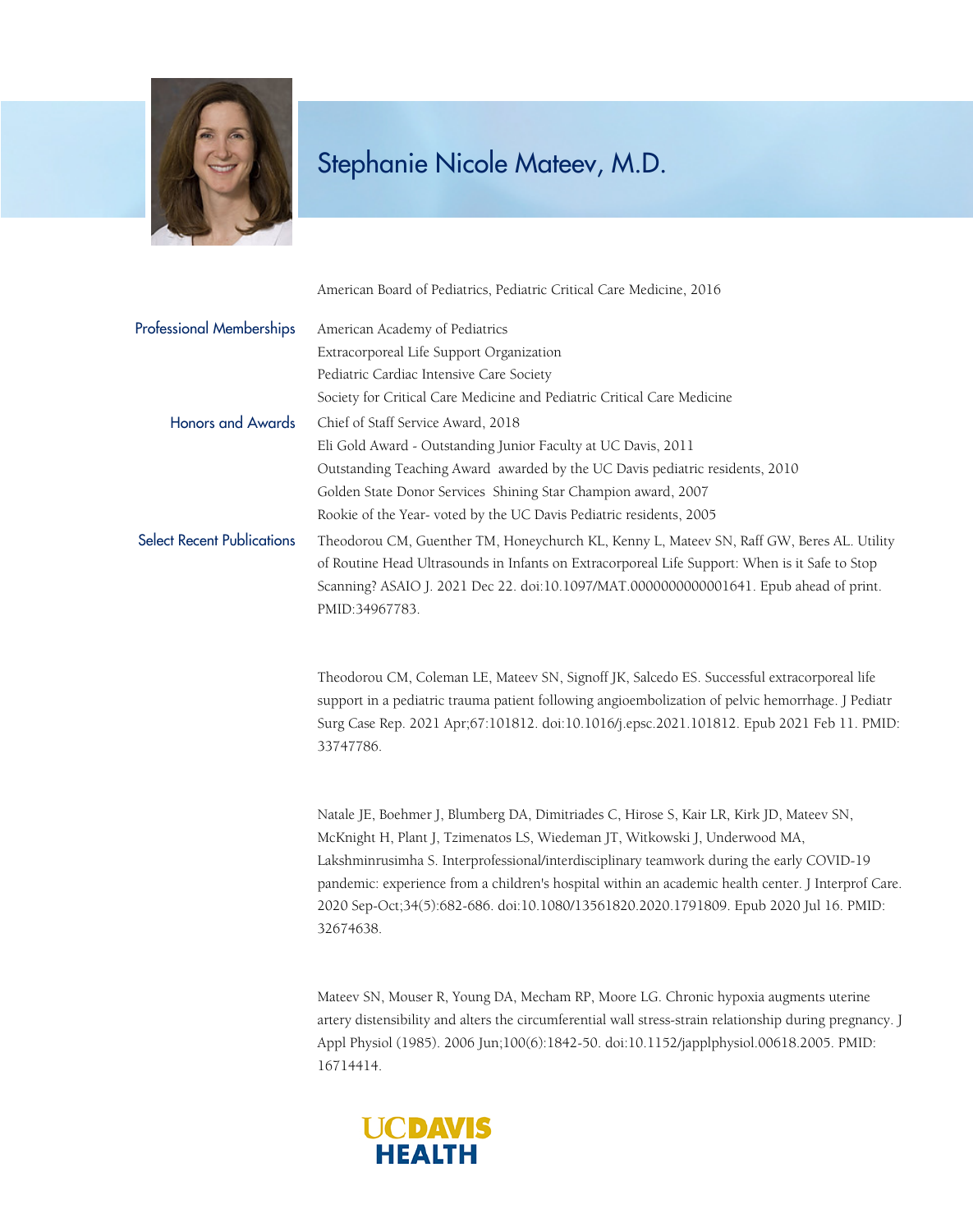# Stephanie Nicole Mateev, M.D.

American Board of Pediatrics, Pediatric Critical Care Medicine, 2016

## Professional Memberships

American Academy of Pediatrics
Extracorporeal Life Support Organization
Pediatric Cardiac Intensive Care Society
Society for Critical Care Medicine and Pediatric Critical Care Medicine

## Honors and Awards

Chief of Staff Service Award, 2018
Eli Gold Award - Outstanding Junior Faculty at UC Davis, 2011
Outstanding Teaching Award awarded by the UC Davis pediatric residents, 2010
Golden State Donor Services Shining Star Champion award, 2007
Rookie of the Year- voted by the UC Davis Pediatric residents, 2005

## Select Recent Publications

Theodorou CM, Guenther TM, Honeychurch KL, Kenny L, Mateev SN, Raff GW, Beres AL. Utility of Routine Head Ultrasounds in Infants on Extracorporeal Life Support: When is it Safe to Stop Scanning? ASAIO J. 2021 Dec 22. doi:10.1097/MAT.0000000000001641. Epub ahead of print. PMID:34967783.

Theodorou CM, Coleman LE, Mateev SN, Signoff JK, Salcedo ES. Successful extracorporeal life support in a pediatric trauma patient following angioembolization of pelvic hemorrhage. J Pediatr Surg Case Rep. 2021 Apr;67:101812. doi:10.1016/j.epsc.2021.101812. Epub 2021 Feb 11. PMID: 33747786.

Natale JE, Boehmer J, Blumberg DA, Dimitriades C, Hirose S, Kair LR, Kirk JD, Mateev SN, McKnight H, Plant J, Tzimenatos LS, Wiedeman JT, Witkowski J, Underwood MA, Lakshminrusimha S. Interprofessional/interdisciplinary teamwork during the early COVID-19 pandemic: experience from a children's hospital within an academic health center. J Interprof Care. 2020 Sep-Oct;34(5):682-686. doi:10.1080/13561820.2020.1791809. Epub 2020 Jul 16. PMID: 32674638.

Mateev SN, Mouser R, Young DA, Mecham RP, Moore LG. Chronic hypoxia augments uterine artery distensibility and alters the circumferential wall stress-strain relationship during pregnancy. J Appl Physiol (1985). 2006 Jun;100(6):1842-50. doi:10.1152/japplphysiol.00618.2005. PMID: 16714414.

UC DAVIS HEALTH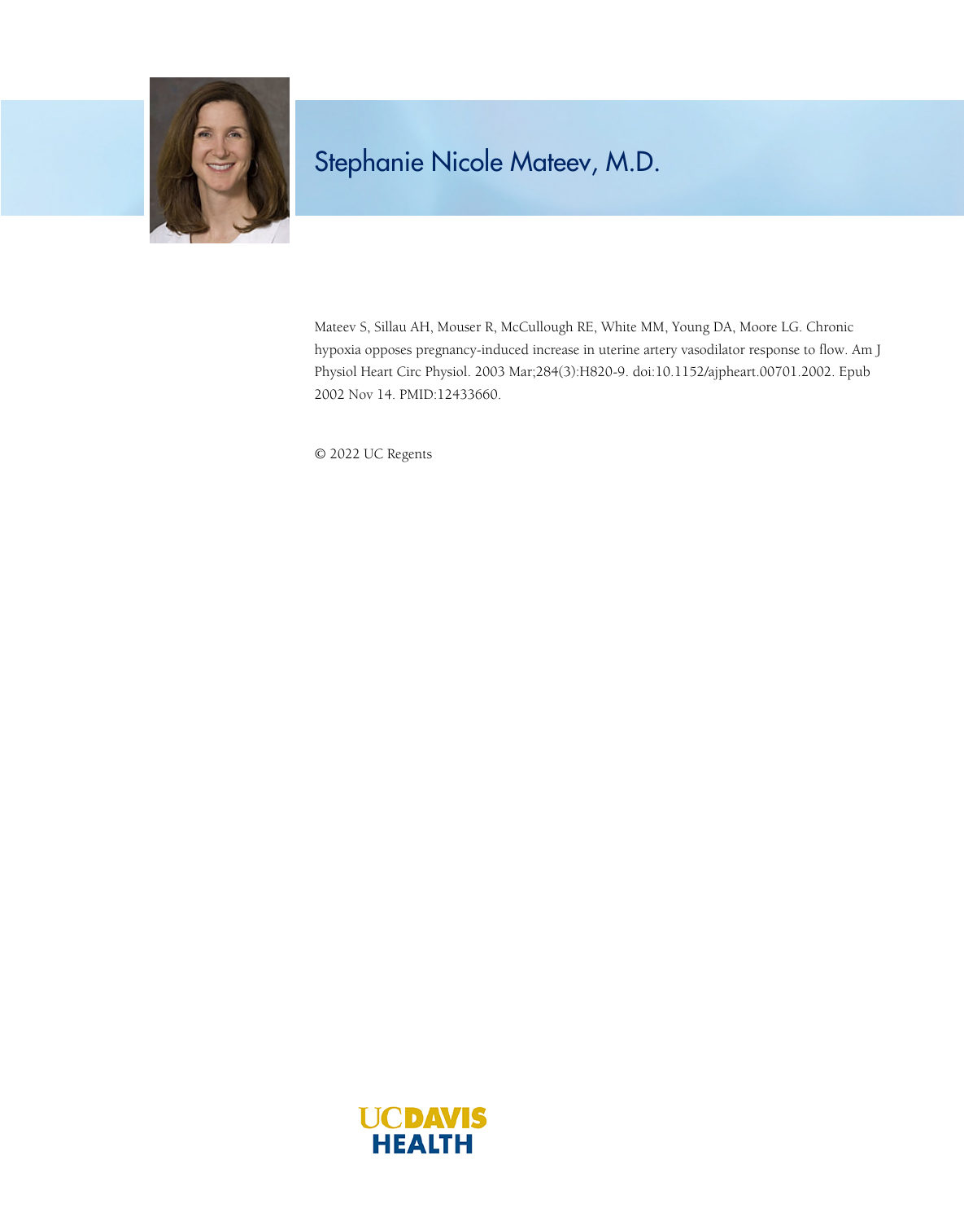# Stephanie Nicole Mateev, M.D.

Mateev S, Sillau AH, Mouser R, McCullough RE, White MM, Young DA, Moore LG. Chronic hypoxia opposes pregnancy-induced increase in uterine artery vasodilator response to flow. Am J Physiol Heart Circ Physiol. 2003 Mar;284(3):H820-9. doi:10.1152/ajpheart.00701.2002. Epub 2002 Nov 14. PMID:12433660.

© 2022 UC Regents

UC DAVIS HEALTH